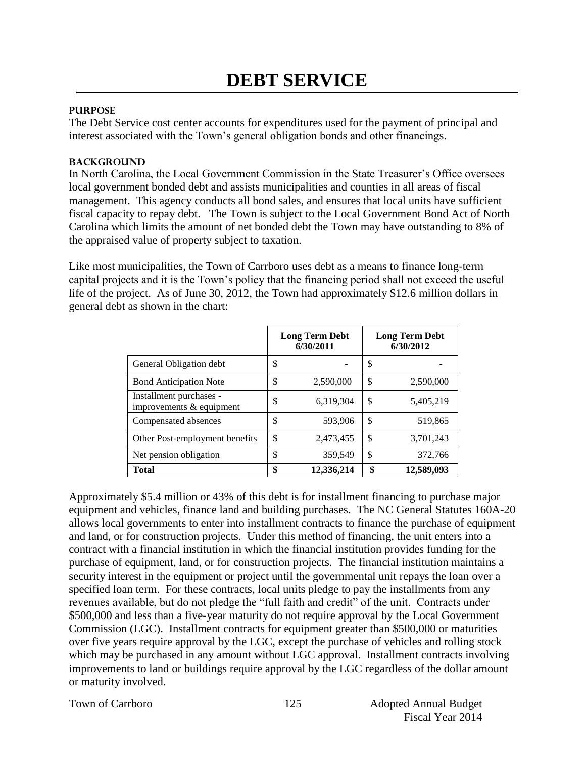# DEBT SERVICE

**PURPOSE**

The Debt Service cost center accounts for expenditures used for the payment of principal and interest associated with the Town's general obligation bonds and other financings.

**BACKGROUND**

In North Carolina, the Local Government Commission in the State Treasurer's Office oversees local government bonded debt and assists municipalities and counties in all areas of fiscal management. This agency conducts all bond sales, and ensures that local units have sufficient fiscal capacity to repay debt. The Town is subject to the Local Government Bond Act of North Carolina which limits the amount of net bonded debt the Town may have outstanding to 8% of the appraised value of property subject to taxation.

Like most municipalities, the Town of Carrboro uses debt as a means to finance long-term capital projects and it is the Town's policy that the financing period shall not exceed the useful life of the project. As of June 30, 2012, the Town had approximately $12.6 million dollars in general debt as shown in the chart:

| | Long Term Debt 6/30/2011 | Long Term Debt 6/30/2012 |
|---|---|---|
| General Obligation debt | $ - | $ - |
| Bond Anticipation Note | $ 2,590,000 | $ 2,590,000 |
| Installment purchases - improvements & equipment | $ 6,319,304 | $ 5,405,219 |
| Compensated absences | $ 593,906 | $ 519,865 |
| Other Post-employment benefits | $ 2,473,455 | $ 3,701,243 |
| Net pension obligation | $ 359,549 | $ 372,766 |
| **Total** | **$ 12,336,214** | **$ 12,589,093** |

Approximately $5.4 million or 43% of this debt is for installment financing to purchase major equipment and vehicles, finance land and building purchases. The NC General Statutes 160A-20 allows local governments to enter into installment contracts to finance the purchase of equipment and land, or for construction projects. Under this method of financing, the unit enters into a contract with a financial institution in which the financial institution provides funding for the purchase of equipment, land, or for construction projects. The financial institution maintains a security interest in the equipment or project until the governmental unit repays the loan over a specified loan term. For these contracts, local units pledge to pay the installments from any revenues available, but do not pledge the "full faith and credit" of the unit. Contracts under $500,000 and less than a five-year maturity do not require approval by the Local Government Commission (LGC). Installment contracts for equipment greater than $500,000 or maturities over five years require approval by the LGC, except the purchase of vehicles and rolling stock which may be purchased in any amount without LGC approval. Installment contracts involving improvements to land or buildings require approval by the LGC regardless of the dollar amount or maturity involved.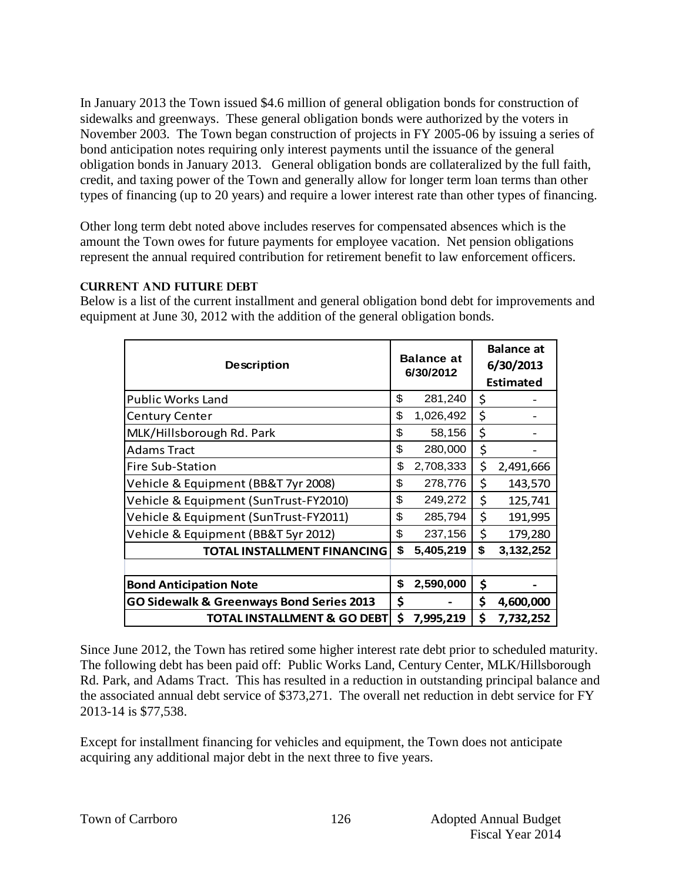In January 2013 the Town issued $4.6 million of general obligation bonds for construction of sidewalks and greenways. These general obligation bonds were authorized by the voters in November 2003. The Town began construction of projects in FY 2005-06 by issuing a series of bond anticipation notes requiring only interest payments until the issuance of the general obligation bonds in January 2013. General obligation bonds are collateralized by the full faith, credit, and taxing power of the Town and generally allow for longer term loan terms than other types of financing (up to 20 years) and require a lower interest rate than other types of financing.

Other long term debt noted above includes reserves for compensated absences which is the amount the Town owes for future payments for employee vacation. Net pension obligations represent the annual required contribution for retirement benefit to law enforcement officers.

### CURRENT AND FUTURE DEBT

Below is a list of the current installment and general obligation bond debt for improvements and equipment at June 30, 2012 with the addition of the general obligation bonds.

| Description | Balance at 6/30/2012 | Balance at 6/30/2013 Estimated |
|---|---|---|
| Public Works Land | $ 281,240 | $ - |
| Century Center | $ 1,026,492 | $ - |
| MLK/Hillsborough Rd. Park | $ 58,156 | $ - |
| Adams Tract | $ 280,000 | $ - |
| Fire Sub-Station | $ 2,708,333 | $ 2,491,666 |
| Vehicle & Equipment (BB&T 7yr 2008) | $ 278,776 | $ 143,570 |
| Vehicle & Equipment (SunTrust-FY2010) | $ 249,272 | $ 125,741 |
| Vehicle & Equipment (SunTrust-FY2011) | $ 285,794 | $ 191,995 |
| Vehicle & Equipment (BB&T 5yr 2012) | $ 237,156 | $ 179,280 |
| **TOTAL INSTALLMENT FINANCING** | **$ 5,405,219** | **$ 3,132,252** |
| | | |
| **Bond Anticipation Note** | **$ 2,590,000** | **$ -** |
| **GO Sidewalk & Greenways Bond Series 2013** | **$ -** | **$ 4,600,000** |
| **TOTAL INSTALLMENT & GO DEBT** | **$ 7,995,219** | **$ 7,732,252** |

Since June 2012, the Town has retired some higher interest rate debt prior to scheduled maturity. The following debt has been paid off: Public Works Land, Century Center, MLK/Hillsborough Rd. Park, and Adams Tract. This has resulted in a reduction in outstanding principal balance and the associated annual debt service of $373,271. The overall net reduction in debt service for FY 2013-14 is $77,538.

Except for installment financing for vehicles and equipment, the Town does not anticipate acquiring any additional major debt in the next three to five years.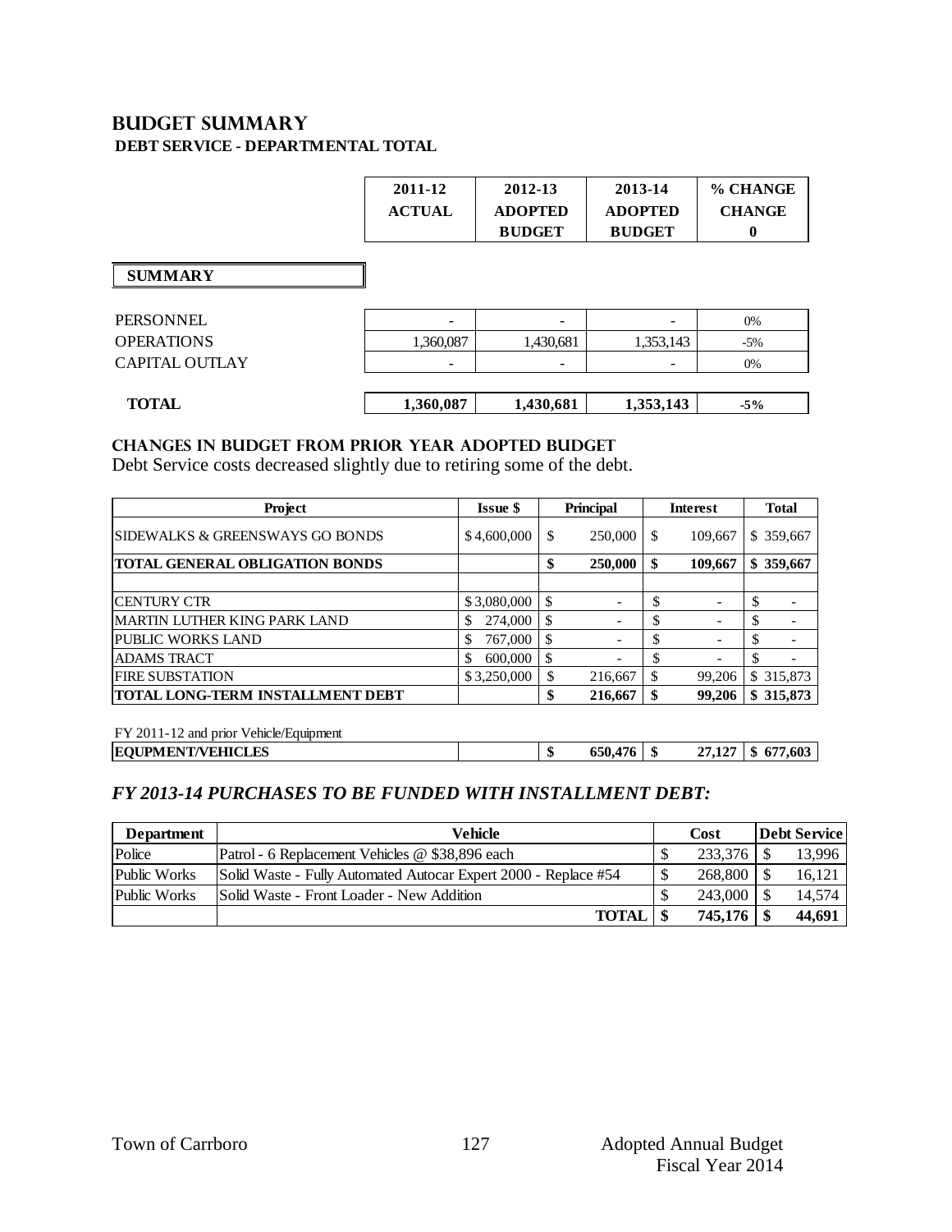## BUDGET SUMMARY

**DEBT SERVICE - DEPARTMENTAL TOTAL**

| | 2011-12 ACTUAL | 2012-13 ADOPTED BUDGET | 2013-14 ADOPTED BUDGET | % CHANGE CHANGE 0 |
|---|---|---|---|---|
| **SUMMARY** | | | | |
| PERSONNEL | - | - | - | 0% |
| OPERATIONS | 1,360,087 | 1,430,681 | 1,353,143 | -5% |
| CAPITAL OUTLAY | - | - | - | 0% |
| **TOTAL** | **1,360,087** | **1,430,681** | **1,353,143** | **-5%** |

### CHANGES IN BUDGET FROM PRIOR YEAR ADOPTED BUDGET

Debt Service costs decreased slightly due to retiring some of the debt.

| Project | Issue $ | Principal | Interest | Total |
|---|---|---|---|---|
| SIDEWALKS & GREENSWAYS GO BONDS | $ 4,600,000 | $ 250,000 | $ 109,667 | $ 359,667 |
| **TOTAL GENERAL OBLIGATION BONDS** | | **$ 250,000** | **$ 109,667** | **$ 359,667** |
| | | | | |
| CENTURY CTR | $ 3,080,000 | $ - | $ - | $ - |
| MARTIN LUTHER KING PARK LAND | $ 274,000 | $ - | $ - | $ - |
| PUBLIC WORKS LAND | $ 767,000 | $ - | $ - | $ - |
| ADAMS TRACT | $ 600,000 | $ - | $ - | $ - |
| FIRE SUBSTATION | $ 3,250,000 | $ 216,667 | $ 99,206 | $ 315,873 |
| **TOTAL LONG-TERM INSTALLMENT DEBT** | | **$ 216,667** | **$ 99,206** | **$ 315,873** |
| FY 2011-12 and prior Vehicle/Equipment | | | | |
| **EQUPMENT/VEHICLES** | | **$ 650,476** | **$ 27,127** | **$ 677,603** |

### *FY 2013-14 PURCHASES TO BE FUNDED WITH INSTALLMENT DEBT:*

| Department | Vehicle | Cost | Debt Service |
|---|---|---|---|
| Police | Patrol - 6 Replacement Vehicles @ $38,896 each | $ 233,376 | $ 13,996 |
| Public Works | Solid Waste - Fully Automated Autocar Expert 2000 - Replace #54 | $ 268,800 | $ 16,121 |
| Public Works | Solid Waste - Front Loader - New Addition | $ 243,000 | $ 14,574 |
| | **TOTAL** | **$ 745,176** | **$ 44,691** |